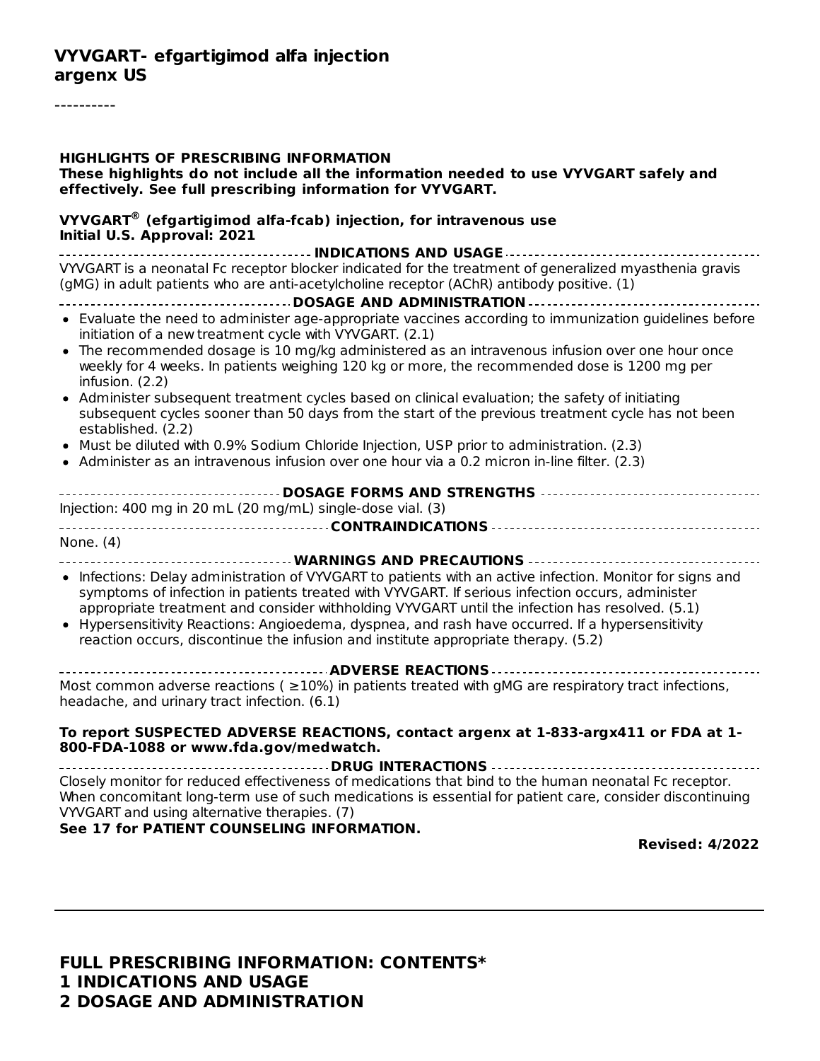# VYVGART- efgartigimod alfa injection
## argenx US

----------

**HIGHLIGHTS OF PRESCRIBING INFORMATION**
**These highlights do not include all the information needed to use VYVGART safely and effectively. See full prescribing information for VYVGART.**

**VYVGART® (efgartigimod alfa-fcab) injection, for intravenous use**
**Initial U.S. Approval: 2021**

**INDICATIONS AND USAGE**

VYVGART is a neonatal Fc receptor blocker indicated for the treatment of generalized myasthenia gravis (gMG) in adult patients who are anti-acetylcholine receptor (AChR) antibody positive. (1)

**DOSAGE AND ADMINISTRATION**

- Evaluate the need to administer age-appropriate vaccines according to immunization guidelines before initiation of a new treatment cycle with VYVGART. (2.1)
- The recommended dosage is 10 mg/kg administered as an intravenous infusion over one hour once weekly for 4 weeks. In patients weighing 120 kg or more, the recommended dose is 1200 mg per infusion. (2.2)
- Administer subsequent treatment cycles based on clinical evaluation; the safety of initiating subsequent cycles sooner than 50 days from the start of the previous treatment cycle has not been established. (2.2)
- Must be diluted with 0.9% Sodium Chloride Injection, USP prior to administration. (2.3)
- Administer as an intravenous infusion over one hour via a 0.2 micron in-line filter. (2.3)

**DOSAGE FORMS AND STRENGTHS**

Injection: 400 mg in 20 mL (20 mg/mL) single-dose vial. (3)

**CONTRAINDICATIONS**

None. (4)

**WARNINGS AND PRECAUTIONS**

- Infections: Delay administration of VYVGART to patients with an active infection. Monitor for signs and symptoms of infection in patients treated with VYVGART. If serious infection occurs, administer appropriate treatment and consider withholding VYVGART until the infection has resolved. (5.1)
- Hypersensitivity Reactions: Angioedema, dyspnea, and rash have occurred. If a hypersensitivity reaction occurs, discontinue the infusion and institute appropriate therapy. (5.2)

**ADVERSE REACTIONS**

Most common adverse reactions ( ≥10%) in patients treated with gMG are respiratory tract infections, headache, and urinary tract infection. (6.1)

**To report SUSPECTED ADVERSE REACTIONS, contact argenx at 1-833-argx411 or FDA at 1-800-FDA-1088 or www.fda.gov/medwatch.**

**DRUG INTERACTIONS**

Closely monitor for reduced effectiveness of medications that bind to the human neonatal Fc receptor. When concomitant long-term use of such medications is essential for patient care, consider discontinuing VYVGART and using alternative therapies. (7)

**See 17 for PATIENT COUNSELING INFORMATION.**

**Revised: 4/2022**

---

**FULL PRESCRIBING INFORMATION: CONTENTS***
**1 INDICATIONS AND USAGE**
**2 DOSAGE AND ADMINISTRATION**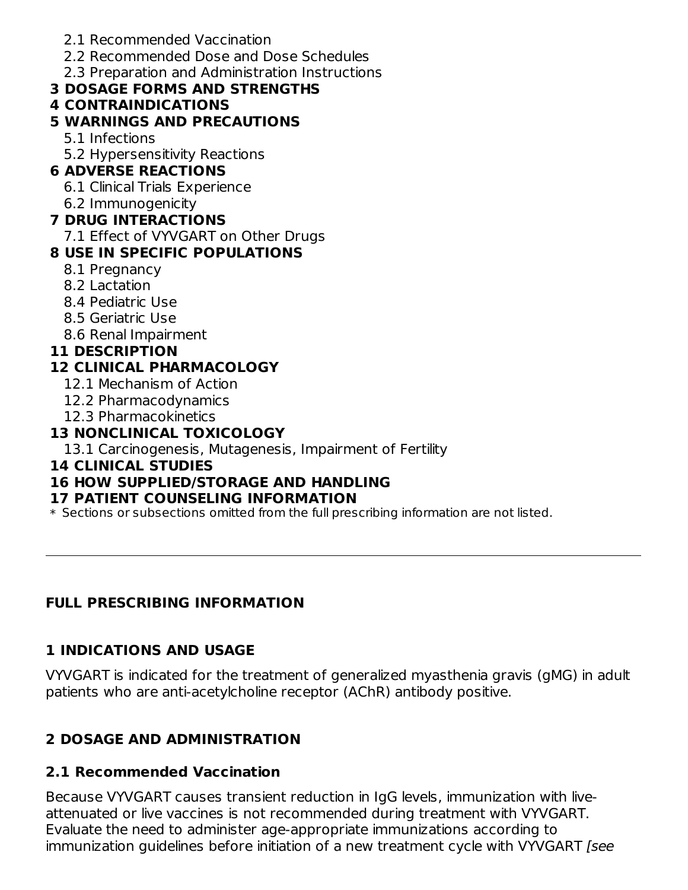- 2.1 Recommended Vaccination
- 2.2 Recommended Dose and Dose Schedules
- 2.3 Preparation and Administration Instructions

**3 DOSAGE FORMS AND STRENGTHS**

**4 CONTRAINDICATIONS**

**5 WARNINGS AND PRECAUTIONS**

- 5.1 Infections
- 5.2 Hypersensitivity Reactions

**6 ADVERSE REACTIONS**

- 6.1 Clinical Trials Experience
- 6.2 Immunogenicity

**7 DRUG INTERACTIONS**

- 7.1 Effect of VYVGART on Other Drugs

**8 USE IN SPECIFIC POPULATIONS**

- 8.1 Pregnancy
- 8.2 Lactation
- 8.4 Pediatric Use
- 8.5 Geriatric Use
- 8.6 Renal Impairment

**11 DESCRIPTION**

**12 CLINICAL PHARMACOLOGY**

- 12.1 Mechanism of Action
- 12.2 Pharmacodynamics
- 12.3 Pharmacokinetics

**13 NONCLINICAL TOXICOLOGY**

- 13.1 Carcinogenesis, Mutagenesis, Impairment of Fertility

**14 CLINICAL STUDIES**

**16 HOW SUPPLIED/STORAGE AND HANDLING**

**17 PATIENT COUNSELING INFORMATION**

\* Sections or subsections omitted from the full prescribing information are not listed.

---

## FULL PRESCRIBING INFORMATION

## 1 INDICATIONS AND USAGE

VYVGART is indicated for the treatment of generalized myasthenia gravis (gMG) in adult patients who are anti-acetylcholine receptor (AChR) antibody positive.

## 2 DOSAGE AND ADMINISTRATION

### 2.1 Recommended Vaccination

Because VYVGART causes transient reduction in IgG levels, immunization with live-attenuated or live vaccines is not recommended during treatment with VYVGART. Evaluate the need to administer age-appropriate immunizations according to immunization guidelines before initiation of a new treatment cycle with VYVGART *[see*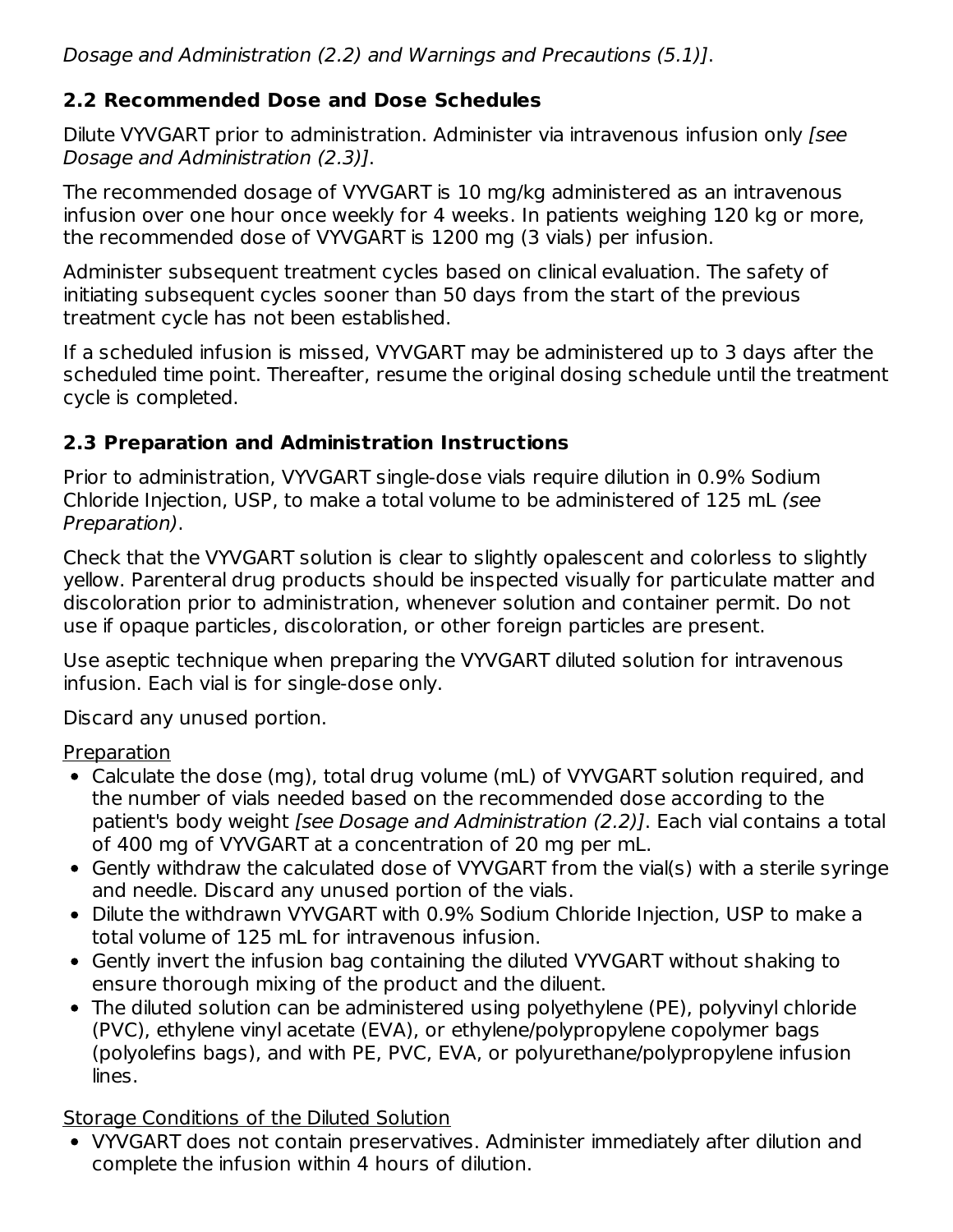*Dosage and Administration (2.2) and Warnings and Precautions (5.1)]*.

### 2.2 Recommended Dose and Dose Schedules

Dilute VYVGART prior to administration. Administer via intravenous infusion only *[see Dosage and Administration (2.3)]*.

The recommended dosage of VYVGART is 10 mg/kg administered as an intravenous infusion over one hour once weekly for 4 weeks. In patients weighing 120 kg or more, the recommended dose of VYVGART is 1200 mg (3 vials) per infusion.

Administer subsequent treatment cycles based on clinical evaluation. The safety of initiating subsequent cycles sooner than 50 days from the start of the previous treatment cycle has not been established.

If a scheduled infusion is missed, VYVGART may be administered up to 3 days after the scheduled time point. Thereafter, resume the original dosing schedule until the treatment cycle is completed.

### 2.3 Preparation and Administration Instructions

Prior to administration, VYVGART single-dose vials require dilution in 0.9% Sodium Chloride Injection, USP, to make a total volume to be administered of 125 mL *(see Preparation)*.

Check that the VYVGART solution is clear to slightly opalescent and colorless to slightly yellow. Parenteral drug products should be inspected visually for particulate matter and discoloration prior to administration, whenever solution and container permit. Do not use if opaque particles, discoloration, or other foreign particles are present.

Use aseptic technique when preparing the VYVGART diluted solution for intravenous infusion. Each vial is for single-dose only.

Discard any unused portion.

<u>Preparation</u>

- Calculate the dose (mg), total drug volume (mL) of VYVGART solution required, and the number of vials needed based on the recommended dose according to the patient's body weight *[see Dosage and Administration (2.2)]*. Each vial contains a total of 400 mg of VYVGART at a concentration of 20 mg per mL.
- Gently withdraw the calculated dose of VYVGART from the vial(s) with a sterile syringe and needle. Discard any unused portion of the vials.
- Dilute the withdrawn VYVGART with 0.9% Sodium Chloride Injection, USP to make a total volume of 125 mL for intravenous infusion.
- Gently invert the infusion bag containing the diluted VYVGART without shaking to ensure thorough mixing of the product and the diluent.
- The diluted solution can be administered using polyethylene (PE), polyvinyl chloride (PVC), ethylene vinyl acetate (EVA), or ethylene/polypropylene copolymer bags (polyolefins bags), and with PE, PVC, EVA, or polyurethane/polypropylene infusion lines.

<u>Storage Conditions of the Diluted Solution</u>

- VYVGART does not contain preservatives. Administer immediately after dilution and complete the infusion within 4 hours of dilution.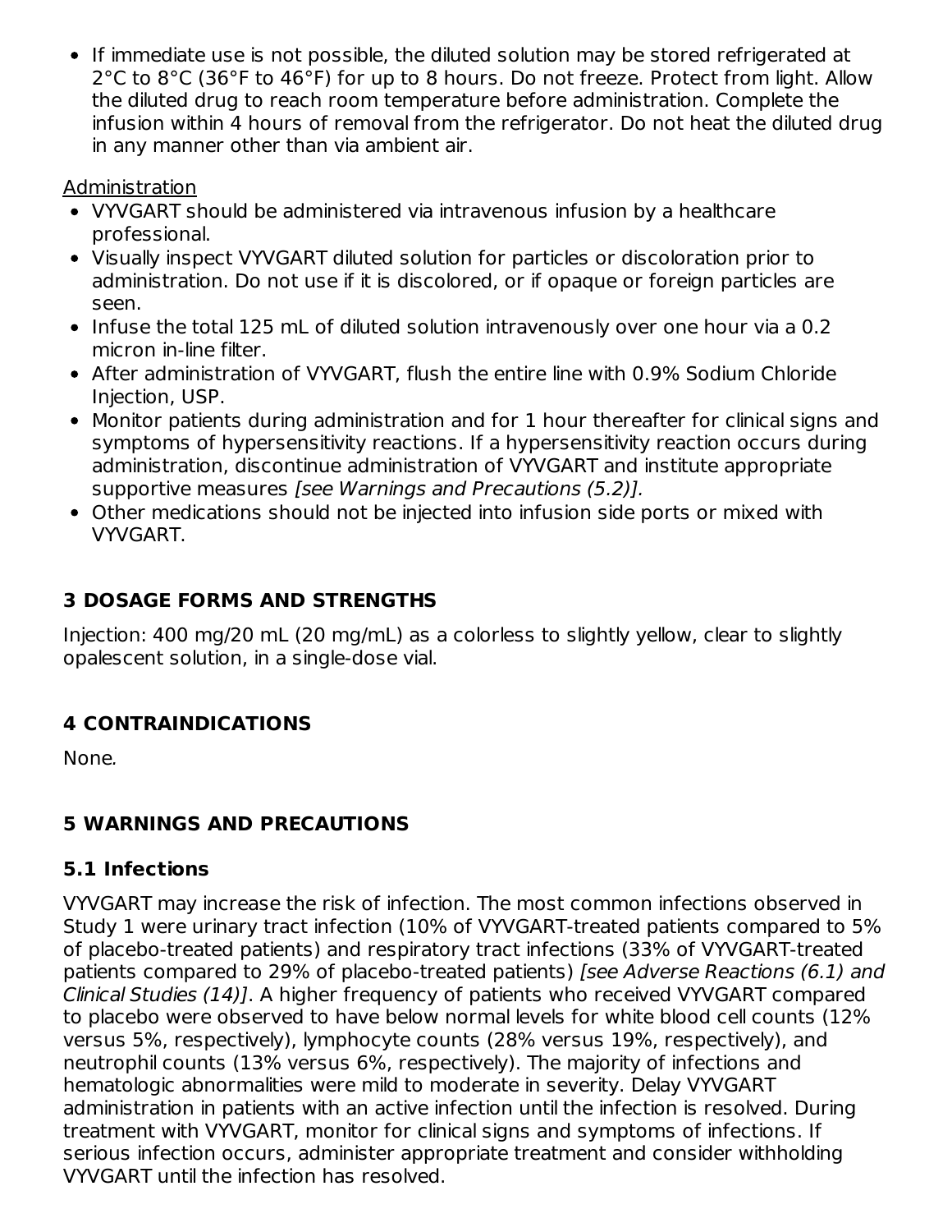- If immediate use is not possible, the diluted solution may be stored refrigerated at 2°C to 8°C (36°F to 46°F) for up to 8 hours. Do not freeze. Protect from light. Allow the diluted drug to reach room temperature before administration. Complete the infusion within 4 hours of removal from the refrigerator. Do not heat the diluted drug in any manner other than via ambient air.

Administration

- VYVGART should be administered via intravenous infusion by a healthcare professional.
- Visually inspect VYVGART diluted solution for particles or discoloration prior to administration. Do not use if it is discolored, or if opaque or foreign particles are seen.
- Infuse the total 125 mL of diluted solution intravenously over one hour via a 0.2 micron in-line filter.
- After administration of VYVGART, flush the entire line with 0.9% Sodium Chloride Injection, USP.
- Monitor patients during administration and for 1 hour thereafter for clinical signs and symptoms of hypersensitivity reactions. If a hypersensitivity reaction occurs during administration, discontinue administration of VYVGART and institute appropriate supportive measures *[see Warnings and Precautions (5.2)]*.
- Other medications should not be injected into infusion side ports or mixed with VYVGART.

## 3 DOSAGE FORMS AND STRENGTHS

Injection: 400 mg/20 mL (20 mg/mL) as a colorless to slightly yellow, clear to slightly opalescent solution, in a single-dose vial.

## 4 CONTRAINDICATIONS

None.

## 5 WARNINGS AND PRECAUTIONS

### 5.1 Infections

VYVGART may increase the risk of infection. The most common infections observed in Study 1 were urinary tract infection (10% of VYVGART-treated patients compared to 5% of placebo-treated patients) and respiratory tract infections (33% of VYVGART-treated patients compared to 29% of placebo-treated patients) *[see Adverse Reactions (6.1) and Clinical Studies (14)]*. A higher frequency of patients who received VYVGART compared to placebo were observed to have below normal levels for white blood cell counts (12% versus 5%, respectively), lymphocyte counts (28% versus 19%, respectively), and neutrophil counts (13% versus 6%, respectively). The majority of infections and hematologic abnormalities were mild to moderate in severity. Delay VYVGART administration in patients with an active infection until the infection is resolved. During treatment with VYVGART, monitor for clinical signs and symptoms of infections. If serious infection occurs, administer appropriate treatment and consider withholding VYVGART until the infection has resolved.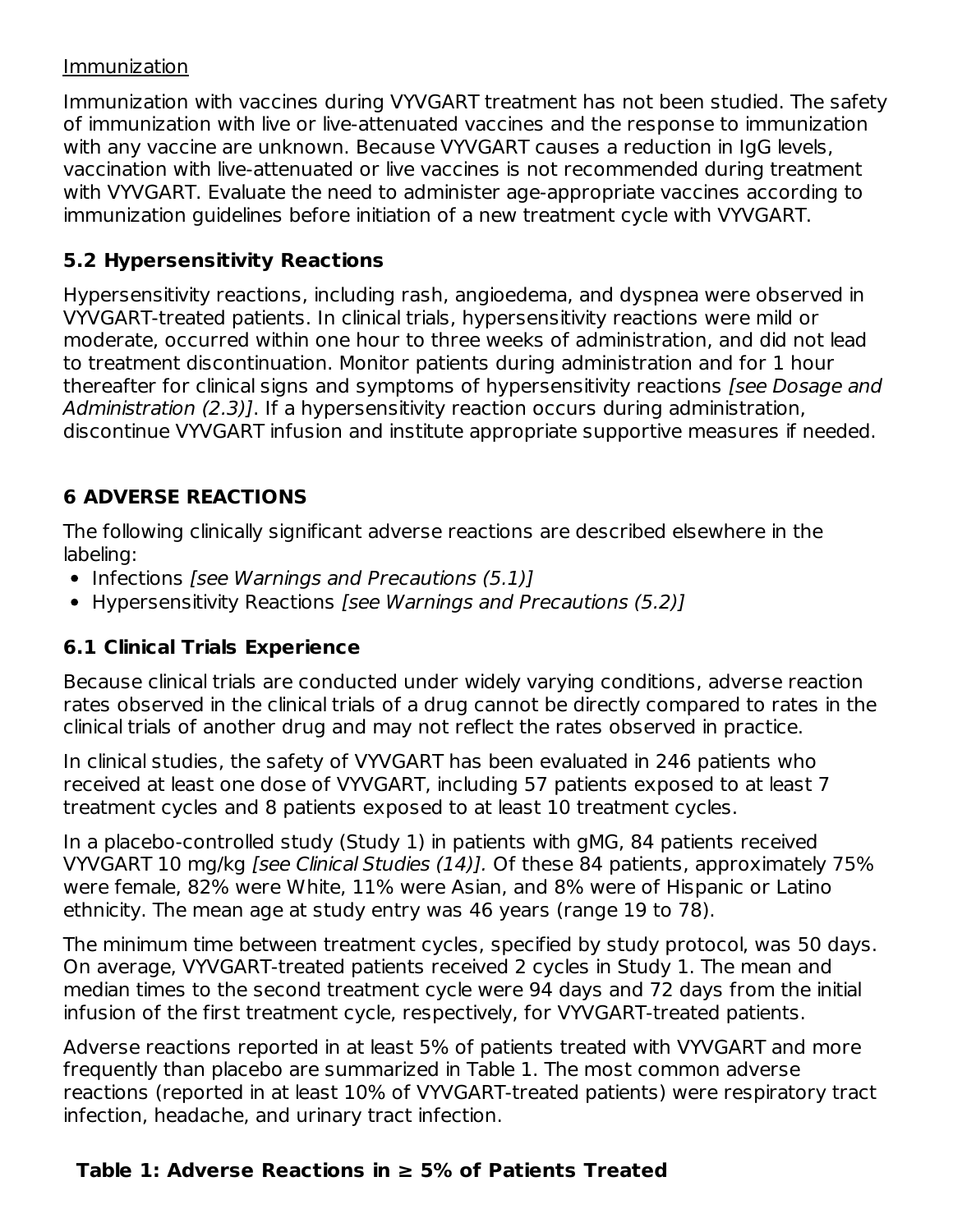Immunization

Immunization with vaccines during VYVGART treatment has not been studied. The safety of immunization with live or live-attenuated vaccines and the response to immunization with any vaccine are unknown. Because VYVGART causes a reduction in IgG levels, vaccination with live-attenuated or live vaccines is not recommended during treatment with VYVGART. Evaluate the need to administer age-appropriate vaccines according to immunization guidelines before initiation of a new treatment cycle with VYVGART.

### 5.2 Hypersensitivity Reactions

Hypersensitivity reactions, including rash, angioedema, and dyspnea were observed in VYVGART-treated patients. In clinical trials, hypersensitivity reactions were mild or moderate, occurred within one hour to three weeks of administration, and did not lead to treatment discontinuation. Monitor patients during administration and for 1 hour thereafter for clinical signs and symptoms of hypersensitivity reactions *[see Dosage and Administration (2.3)]*. If a hypersensitivity reaction occurs during administration, discontinue VYVGART infusion and institute appropriate supportive measures if needed.

## 6 ADVERSE REACTIONS

The following clinically significant adverse reactions are described elsewhere in the labeling:

- Infections *[see Warnings and Precautions (5.1)]*
- Hypersensitivity Reactions *[see Warnings and Precautions (5.2)]*

### 6.1 Clinical Trials Experience

Because clinical trials are conducted under widely varying conditions, adverse reaction rates observed in the clinical trials of a drug cannot be directly compared to rates in the clinical trials of another drug and may not reflect the rates observed in practice.

In clinical studies, the safety of VYVGART has been evaluated in 246 patients who received at least one dose of VYVGART, including 57 patients exposed to at least 7 treatment cycles and 8 patients exposed to at least 10 treatment cycles.

In a placebo-controlled study (Study 1) in patients with gMG, 84 patients received VYVGART 10 mg/kg *[see Clinical Studies (14)]*. Of these 84 patients, approximately 75% were female, 82% were White, 11% were Asian, and 8% were of Hispanic or Latino ethnicity. The mean age at study entry was 46 years (range 19 to 78).

The minimum time between treatment cycles, specified by study protocol, was 50 days. On average, VYVGART-treated patients received 2 cycles in Study 1. The mean and median times to the second treatment cycle were 94 days and 72 days from the initial infusion of the first treatment cycle, respectively, for VYVGART-treated patients.

Adverse reactions reported in at least 5% of patients treated with VYVGART and more frequently than placebo are summarized in Table 1. The most common adverse reactions (reported in at least 10% of VYVGART-treated patients) were respiratory tract infection, headache, and urinary tract infection.

**Table 1: Adverse Reactions in ≥ 5% of Patients Treated**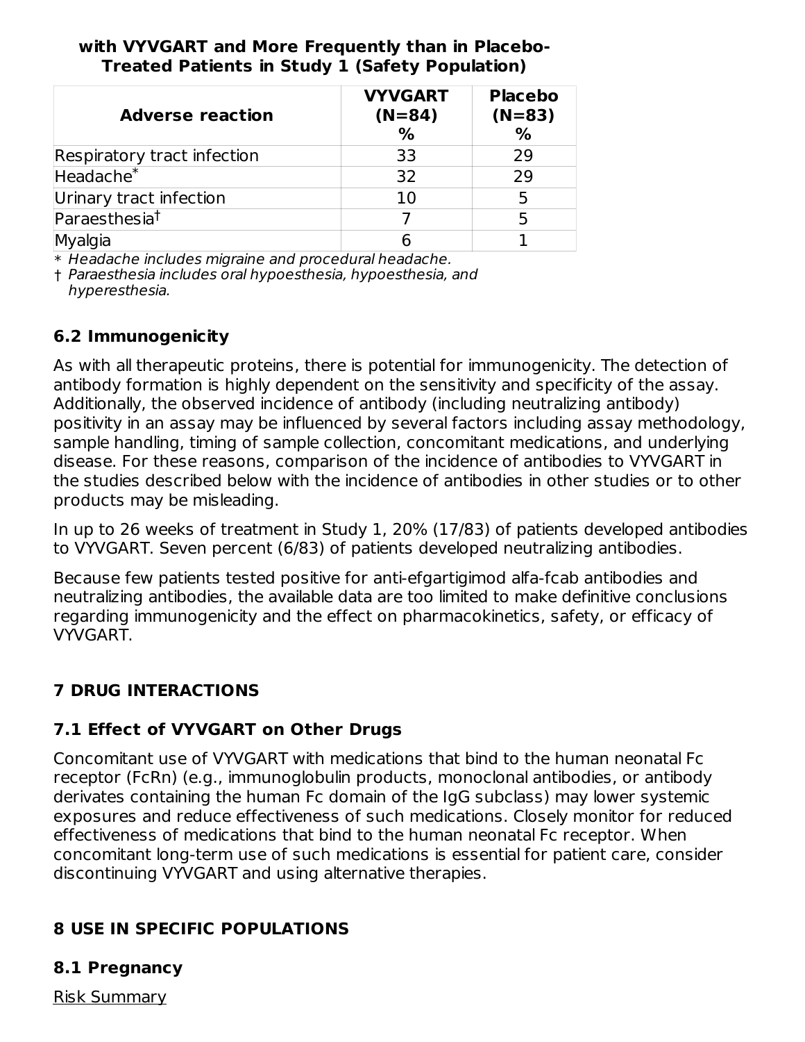**with VYVGART and More Frequently than in Placebo-Treated Patients in Study 1 (Safety Population)**

| Adverse reaction | VYVGART (N=84) % | Placebo (N=83) % |
| --- | --- | --- |
| Respiratory tract infection | 33 | 29 |
| Headache* | 32 | 29 |
| Urinary tract infection | 10 | 5 |
| Paraesthesia† | 7 | 5 |
| Myalgia | 6 | 1 |

\* *Headache includes migraine and procedural headache.*

† *Paraesthesia includes oral hypoesthesia, hypoesthesia, and hyperesthesia.*

### 6.2 Immunogenicity

As with all therapeutic proteins, there is potential for immunogenicity. The detection of antibody formation is highly dependent on the sensitivity and specificity of the assay. Additionally, the observed incidence of antibody (including neutralizing antibody) positivity in an assay may be influenced by several factors including assay methodology, sample handling, timing of sample collection, concomitant medications, and underlying disease. For these reasons, comparison of the incidence of antibodies to VYVGART in the studies described below with the incidence of antibodies in other studies or to other products may be misleading.

In up to 26 weeks of treatment in Study 1, 20% (17/83) of patients developed antibodies to VYVGART. Seven percent (6/83) of patients developed neutralizing antibodies.

Because few patients tested positive for anti-efgartigimod alfa-fcab antibodies and neutralizing antibodies, the available data are too limited to make definitive conclusions regarding immunogenicity and the effect on pharmacokinetics, safety, or efficacy of VYVGART.

## 7 DRUG INTERACTIONS

### 7.1 Effect of VYVGART on Other Drugs

Concomitant use of VYVGART with medications that bind to the human neonatal Fc receptor (FcRn) (e.g., immunoglobulin products, monoclonal antibodies, or antibody derivates containing the human Fc domain of the IgG subclass) may lower systemic exposures and reduce effectiveness of such medications. Closely monitor for reduced effectiveness of medications that bind to the human neonatal Fc receptor. When concomitant long-term use of such medications is essential for patient care, consider discontinuing VYVGART and using alternative therapies.

## 8 USE IN SPECIFIC POPULATIONS

### 8.1 Pregnancy

Risk Summary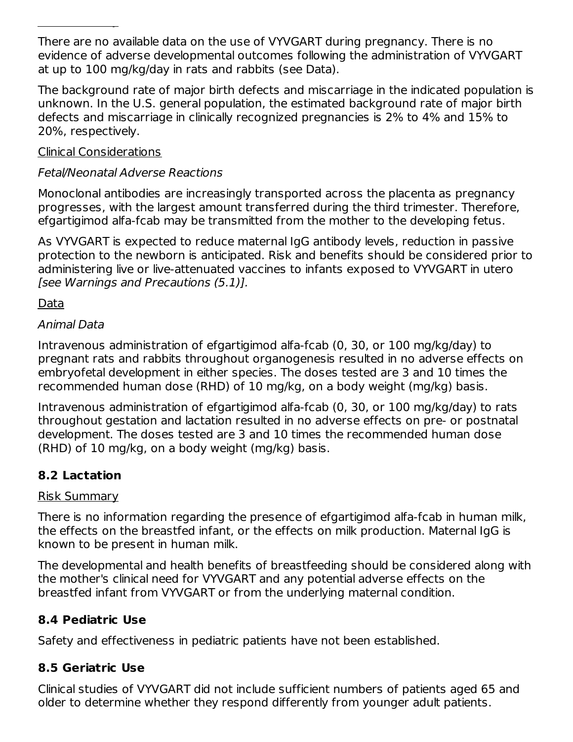There are no available data on the use of VYVGART during pregnancy. There is no evidence of adverse developmental outcomes following the administration of VYVGART at up to 100 mg/kg/day in rats and rabbits (see Data).

The background rate of major birth defects and miscarriage in the indicated population is unknown. In the U.S. general population, the estimated background rate of major birth defects and miscarriage in clinically recognized pregnancies is 2% to 4% and 15% to 20%, respectively.

Clinical Considerations

*Fetal/Neonatal Adverse Reactions*

Monoclonal antibodies are increasingly transported across the placenta as pregnancy progresses, with the largest amount transferred during the third trimester. Therefore, efgartigimod alfa-fcab may be transmitted from the mother to the developing fetus.

As VYVGART is expected to reduce maternal IgG antibody levels, reduction in passive protection to the newborn is anticipated. Risk and benefits should be considered prior to administering live or live-attenuated vaccines to infants exposed to VYVGART in utero *[see Warnings and Precautions (5.1)]*.

Data

*Animal Data*

Intravenous administration of efgartigimod alfa-fcab (0, 30, or 100 mg/kg/day) to pregnant rats and rabbits throughout organogenesis resulted in no adverse effects on embryofetal development in either species. The doses tested are 3 and 10 times the recommended human dose (RHD) of 10 mg/kg, on a body weight (mg/kg) basis.

Intravenous administration of efgartigimod alfa-fcab (0, 30, or 100 mg/kg/day) to rats throughout gestation and lactation resulted in no adverse effects on pre- or postnatal development. The doses tested are 3 and 10 times the recommended human dose (RHD) of 10 mg/kg, on a body weight (mg/kg) basis.

### 8.2 Lactation

Risk Summary

There is no information regarding the presence of efgartigimod alfa-fcab in human milk, the effects on the breastfed infant, or the effects on milk production. Maternal IgG is known to be present in human milk.

The developmental and health benefits of breastfeeding should be considered along with the mother's clinical need for VYVGART and any potential adverse effects on the breastfed infant from VYVGART or from the underlying maternal condition.

### 8.4 Pediatric Use

Safety and effectiveness in pediatric patients have not been established.

### 8.5 Geriatric Use

Clinical studies of VYVGART did not include sufficient numbers of patients aged 65 and older to determine whether they respond differently from younger adult patients.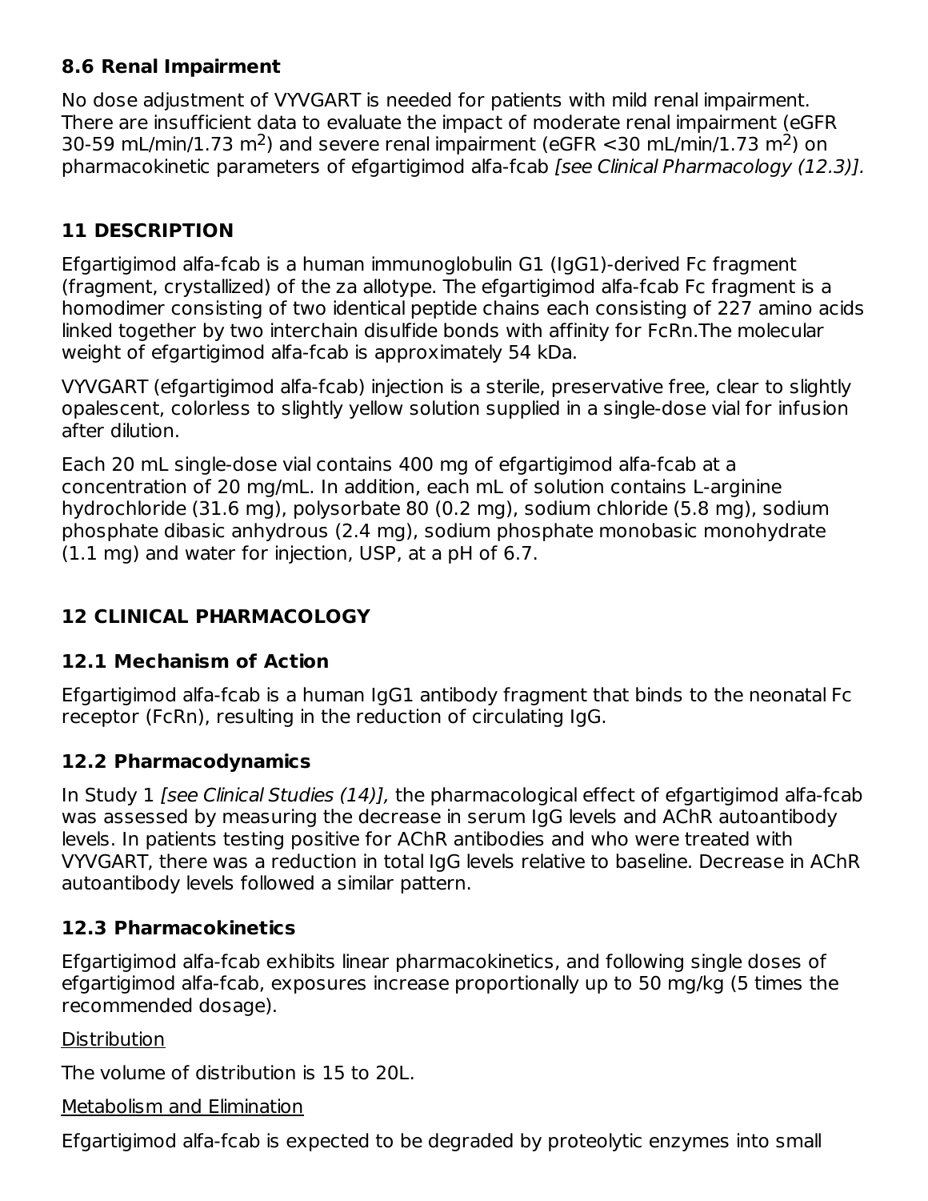### 8.6 Renal Impairment

No dose adjustment of VYVGART is needed for patients with mild renal impairment. There are insufficient data to evaluate the impact of moderate renal impairment (eGFR 30-59 mL/min/1.73 $m^2$) and severe renal impairment (eGFR <30 mL/min/1.73 $m^2$) on pharmacokinetic parameters of efgartigimod alfa-fcab *[see Clinical Pharmacology (12.3)].*

## 11 DESCRIPTION

Efgartigimod alfa-fcab is a human immunoglobulin G1 (IgG1)-derived Fc fragment (fragment, crystallized) of the za allotype. The efgartigimod alfa-fcab Fc fragment is a homodimer consisting of two identical peptide chains each consisting of 227 amino acids linked together by two interchain disulfide bonds with affinity for FcRn.The molecular weight of efgartigimod alfa-fcab is approximately 54 kDa.

VYVGART (efgartigimod alfa-fcab) injection is a sterile, preservative free, clear to slightly opalescent, colorless to slightly yellow solution supplied in a single-dose vial for infusion after dilution.

Each 20 mL single-dose vial contains 400 mg of efgartigimod alfa-fcab at a concentration of 20 mg/mL. In addition, each mL of solution contains L-arginine hydrochloride (31.6 mg), polysorbate 80 (0.2 mg), sodium chloride (5.8 mg), sodium phosphate dibasic anhydrous (2.4 mg), sodium phosphate monobasic monohydrate (1.1 mg) and water for injection, USP, at a pH of 6.7.

## 12 CLINICAL PHARMACOLOGY

### 12.1 Mechanism of Action

Efgartigimod alfa-fcab is a human IgG1 antibody fragment that binds to the neonatal Fc receptor (FcRn), resulting in the reduction of circulating IgG.

### 12.2 Pharmacodynamics

In Study 1 *[see Clinical Studies (14)],* the pharmacological effect of efgartigimod alfa-fcab was assessed by measuring the decrease in serum IgG levels and AChR autoantibody levels. In patients testing positive for AChR antibodies and who were treated with VYVGART, there was a reduction in total IgG levels relative to baseline. Decrease in AChR autoantibody levels followed a similar pattern.

### 12.3 Pharmacokinetics

Efgartigimod alfa-fcab exhibits linear pharmacokinetics, and following single doses of efgartigimod alfa-fcab, exposures increase proportionally up to 50 mg/kg (5 times the recommended dosage).

Distribution

The volume of distribution is 15 to 20L.

Metabolism and Elimination

Efgartigimod alfa-fcab is expected to be degraded by proteolytic enzymes into small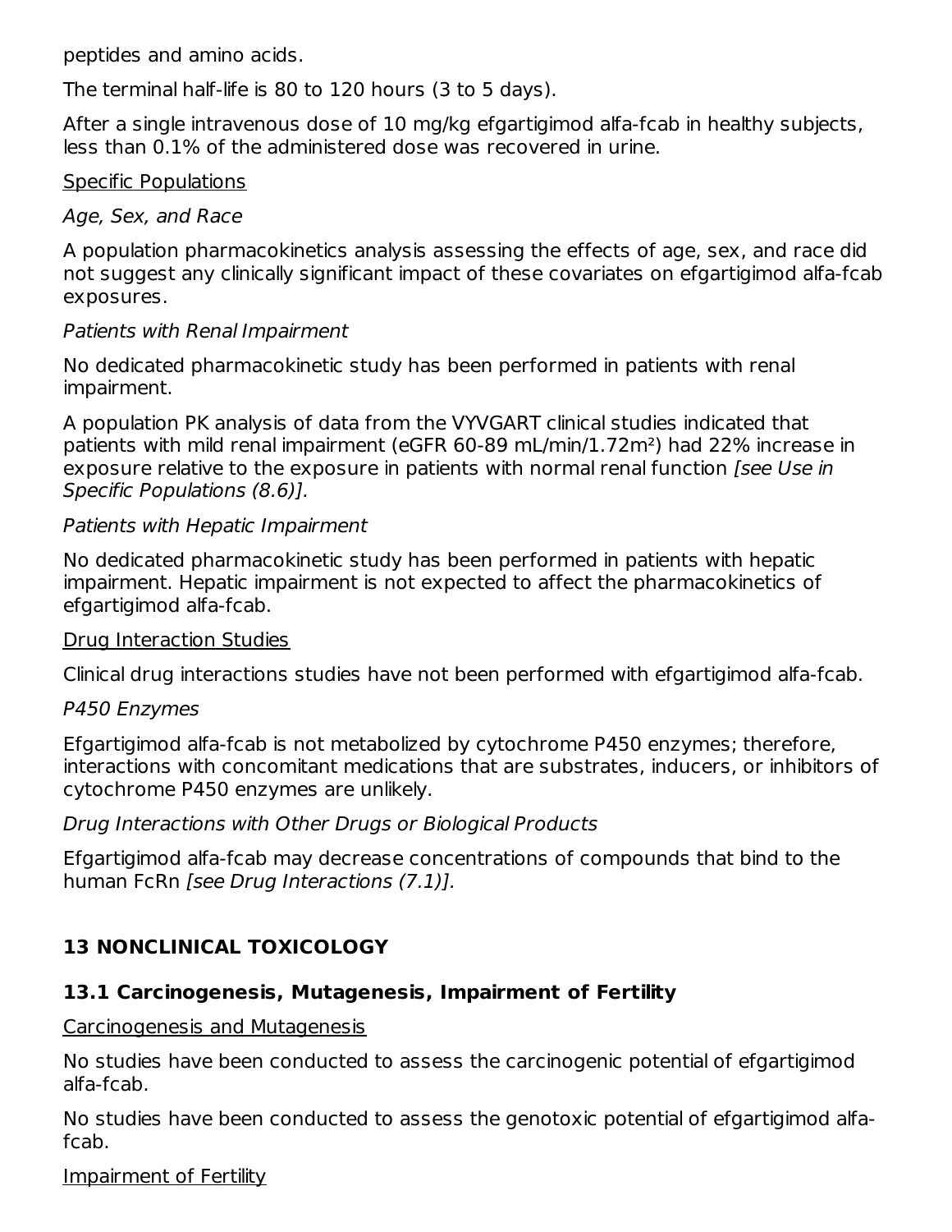peptides and amino acids.

The terminal half-life is 80 to 120 hours (3 to 5 days).

After a single intravenous dose of 10 mg/kg efgartigimod alfa-fcab in healthy subjects, less than 0.1% of the administered dose was recovered in urine.

Specific Populations

*Age, Sex, and Race*

A population pharmacokinetics analysis assessing the effects of age, sex, and race did not suggest any clinically significant impact of these covariates on efgartigimod alfa-fcab exposures.

*Patients with Renal Impairment*

No dedicated pharmacokinetic study has been performed in patients with renal impairment.

A population PK analysis of data from the VYVGART clinical studies indicated that patients with mild renal impairment (eGFR 60-89 mL/min/1.72m$^2$) had 22% increase in exposure relative to the exposure in patients with normal renal function *[see Use in Specific Populations (8.6)].*

*Patients with Hepatic Impairment*

No dedicated pharmacokinetic study has been performed in patients with hepatic impairment. Hepatic impairment is not expected to affect the pharmacokinetics of efgartigimod alfa-fcab.

Drug Interaction Studies

Clinical drug interactions studies have not been performed with efgartigimod alfa-fcab.

*P450 Enzymes*

Efgartigimod alfa-fcab is not metabolized by cytochrome P450 enzymes; therefore, interactions with concomitant medications that are substrates, inducers, or inhibitors of cytochrome P450 enzymes are unlikely.

*Drug Interactions with Other Drugs or Biological Products*

Efgartigimod alfa-fcab may decrease concentrations of compounds that bind to the human FcRn *[see Drug Interactions (7.1)].*

## 13 NONCLINICAL TOXICOLOGY

### 13.1 Carcinogenesis, Mutagenesis, Impairment of Fertility

Carcinogenesis and Mutagenesis

No studies have been conducted to assess the carcinogenic potential of efgartigimod alfa-fcab.

No studies have been conducted to assess the genotoxic potential of efgartigimod alfa-fcab.

Impairment of Fertility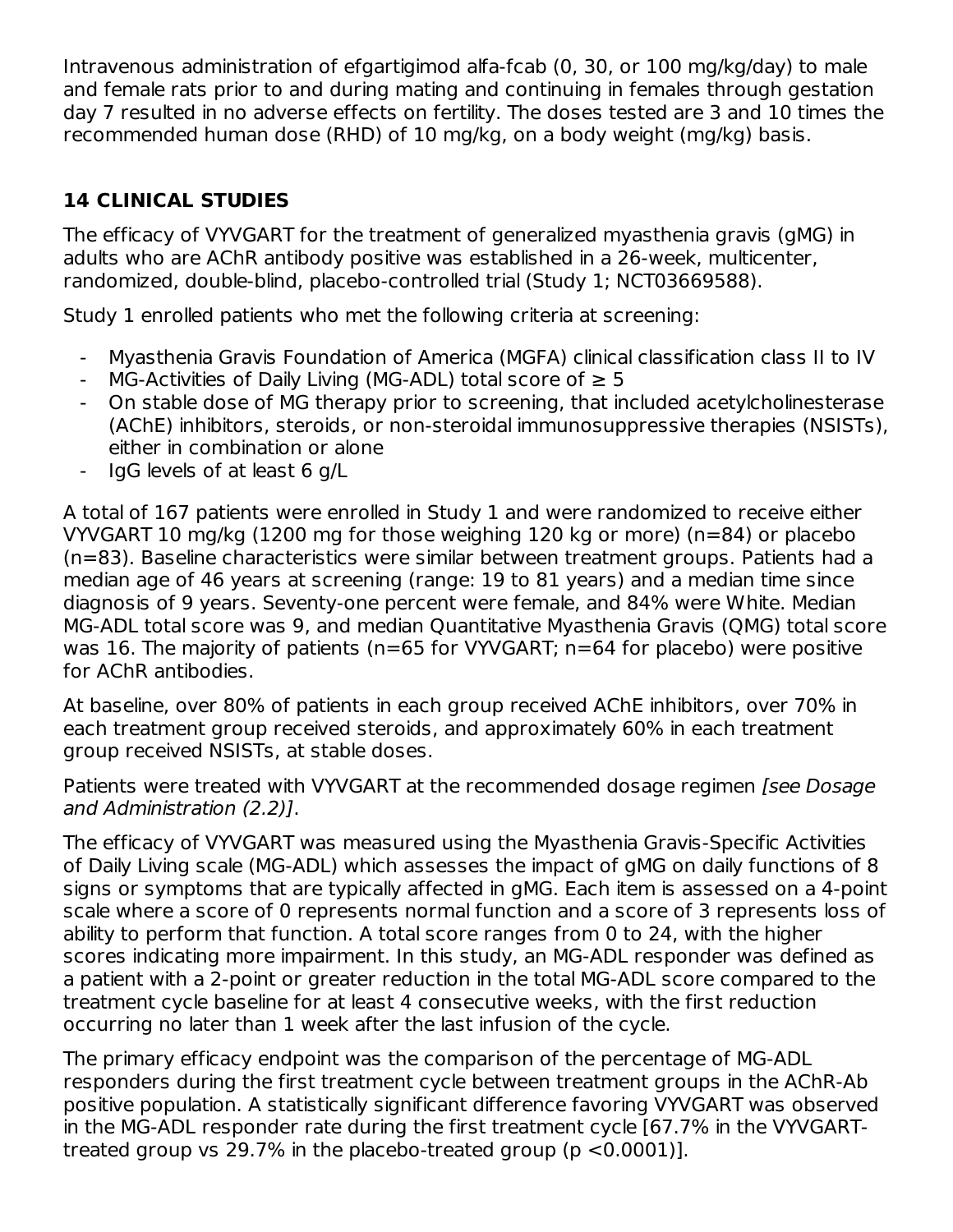Intravenous administration of efgartigimod alfa-fcab (0, 30, or 100 mg/kg/day) to male and female rats prior to and during mating and continuing in females through gestation day 7 resulted in no adverse effects on fertility. The doses tested are 3 and 10 times the recommended human dose (RHD) of 10 mg/kg, on a body weight (mg/kg) basis.

## 14 CLINICAL STUDIES

The efficacy of VYVGART for the treatment of generalized myasthenia gravis (gMG) in adults who are AChR antibody positive was established in a 26-week, multicenter, randomized, double-blind, placebo-controlled trial (Study 1; NCT03669588).

Study 1 enrolled patients who met the following criteria at screening:

- Myasthenia Gravis Foundation of America (MGFA) clinical classification class II to IV
- MG-Activities of Daily Living (MG-ADL) total score of ≥ 5
- On stable dose of MG therapy prior to screening, that included acetylcholinesterase (AChE) inhibitors, steroids, or non-steroidal immunosuppressive therapies (NSISTs), either in combination or alone
- IgG levels of at least 6 g/L

A total of 167 patients were enrolled in Study 1 and were randomized to receive either VYVGART 10 mg/kg (1200 mg for those weighing 120 kg or more) (n=84) or placebo (n=83). Baseline characteristics were similar between treatment groups. Patients had a median age of 46 years at screening (range: 19 to 81 years) and a median time since diagnosis of 9 years. Seventy-one percent were female, and 84% were White. Median MG-ADL total score was 9, and median Quantitative Myasthenia Gravis (QMG) total score was 16. The majority of patients (n=65 for VYVGART; n=64 for placebo) were positive for AChR antibodies.

At baseline, over 80% of patients in each group received AChE inhibitors, over 70% in each treatment group received steroids, and approximately 60% in each treatment group received NSISTs, at stable doses.

Patients were treated with VYVGART at the recommended dosage regimen *[see Dosage and Administration (2.2)]*.

The efficacy of VYVGART was measured using the Myasthenia Gravis-Specific Activities of Daily Living scale (MG-ADL) which assesses the impact of gMG on daily functions of 8 signs or symptoms that are typically affected in gMG. Each item is assessed on a 4-point scale where a score of 0 represents normal function and a score of 3 represents loss of ability to perform that function. A total score ranges from 0 to 24, with the higher scores indicating more impairment. In this study, an MG-ADL responder was defined as a patient with a 2-point or greater reduction in the total MG-ADL score compared to the treatment cycle baseline for at least 4 consecutive weeks, with the first reduction occurring no later than 1 week after the last infusion of the cycle.

The primary efficacy endpoint was the comparison of the percentage of MG-ADL responders during the first treatment cycle between treatment groups in the AChR-Ab positive population. A statistically significant difference favoring VYVGART was observed in the MG-ADL responder rate during the first treatment cycle [67.7% in the VYVGART-treated group vs 29.7% in the placebo-treated group ($p < 0.0001$)].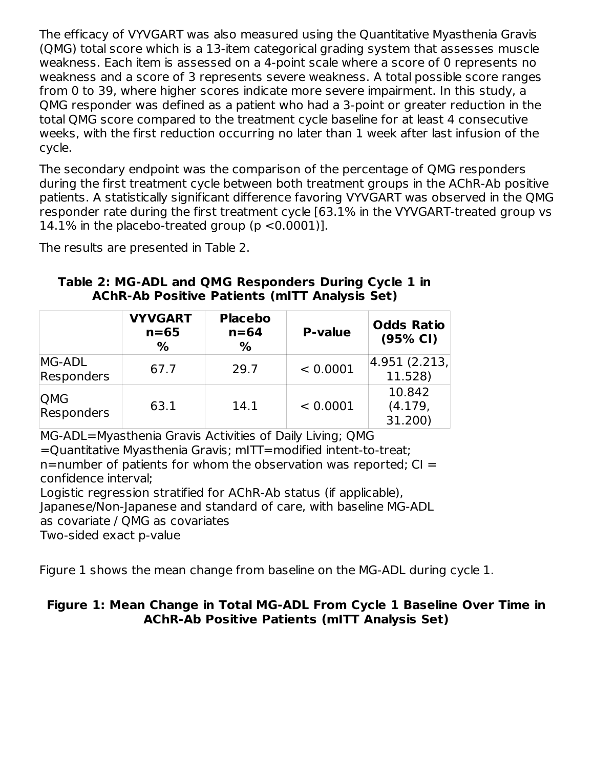The efficacy of VYVGART was also measured using the Quantitative Myasthenia Gravis (QMG) total score which is a 13-item categorical grading system that assesses muscle weakness. Each item is assessed on a 4-point scale where a score of 0 represents no weakness and a score of 3 represents severe weakness. A total possible score ranges from 0 to 39, where higher scores indicate more severe impairment. In this study, a QMG responder was defined as a patient who had a 3-point or greater reduction in the total QMG score compared to the treatment cycle baseline for at least 4 consecutive weeks, with the first reduction occurring no later than 1 week after last infusion of the cycle.

The secondary endpoint was the comparison of the percentage of QMG responders during the first treatment cycle between both treatment groups in the AChR-Ab positive patients. A statistically significant difference favoring VYVGART was observed in the QMG responder rate during the first treatment cycle [63.1% in the VYVGART-treated group vs 14.1% in the placebo-treated group (p <0.0001)].

The results are presented in Table 2.

**Table 2: MG-ADL and QMG Responders During Cycle 1 in AChR-Ab Positive Patients (mITT Analysis Set)**

| | VYVGART n=65 % | Placebo n=64 % | P-value | Odds Ratio (95% CI) |
|---|---|---|---|---|
| MG-ADL Responders | 67.7 | 29.7 | < 0.0001 | 4.951 (2.213, 11.528) |
| QMG Responders | 63.1 | 14.1 | < 0.0001 | 10.842 (4.179, 31.200) |

MG-ADL=Myasthenia Gravis Activities of Daily Living; QMG =Quantitative Myasthenia Gravis; mITT=modified intent-to-treat; n=number of patients for whom the observation was reported; CI = confidence interval;
Logistic regression stratified for AChR-Ab status (if applicable), Japanese/Non-Japanese and standard of care, with baseline MG-ADL as covariate / QMG as covariates
Two-sided exact p-value

Figure 1 shows the mean change from baseline on the MG-ADL during cycle 1.

**Figure 1: Mean Change in Total MG-ADL From Cycle 1 Baseline Over Time in AChR-Ab Positive Patients (mITT Analysis Set)**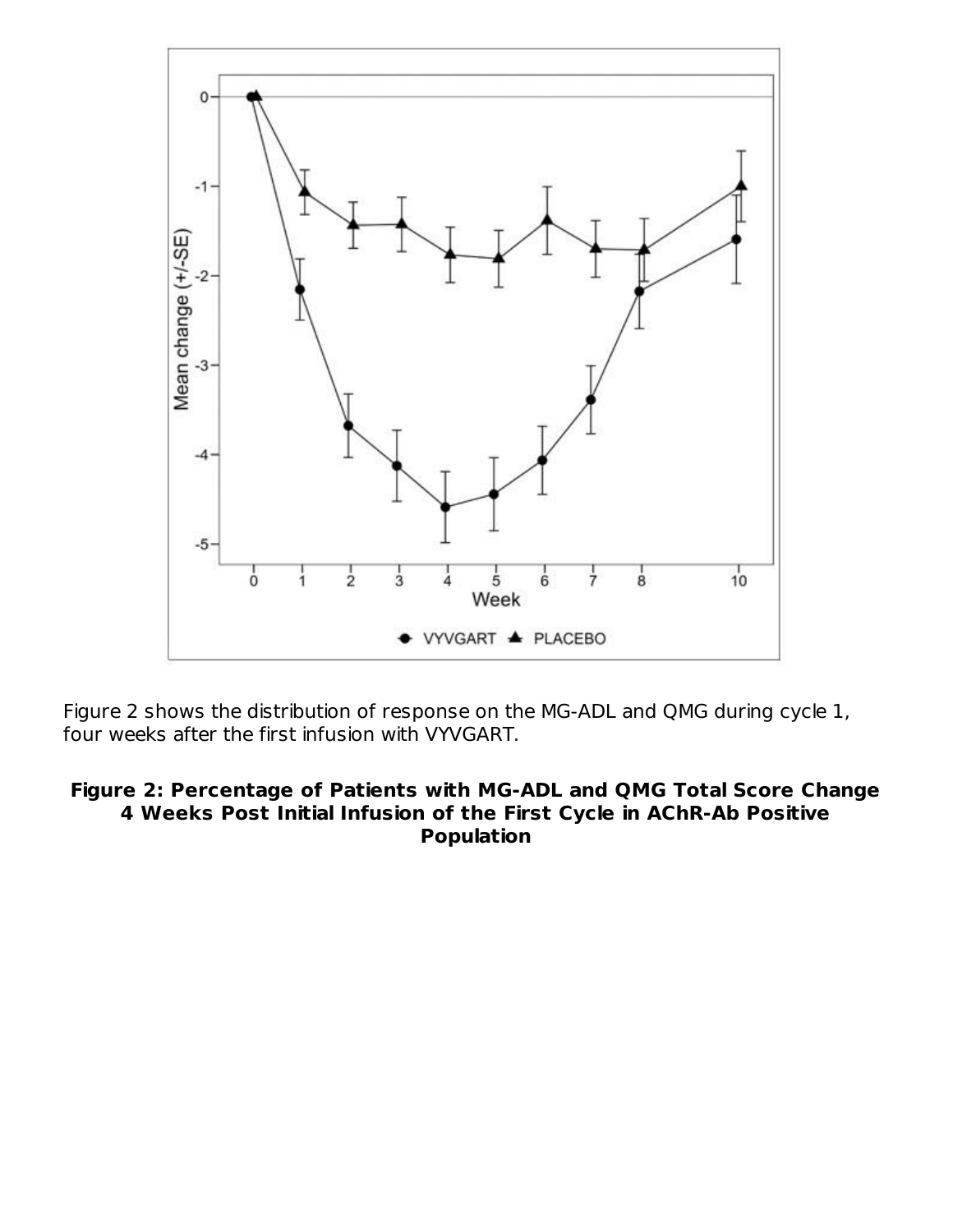Figure 2 shows the distribution of response on the MG-ADL and QMG during cycle 1, four weeks after the first infusion with VYVGART.

**Figure 2: Percentage of Patients with MG-ADL and QMG Total Score Change 4 Weeks Post Initial Infusion of the First Cycle in AChR-Ab Positive Population**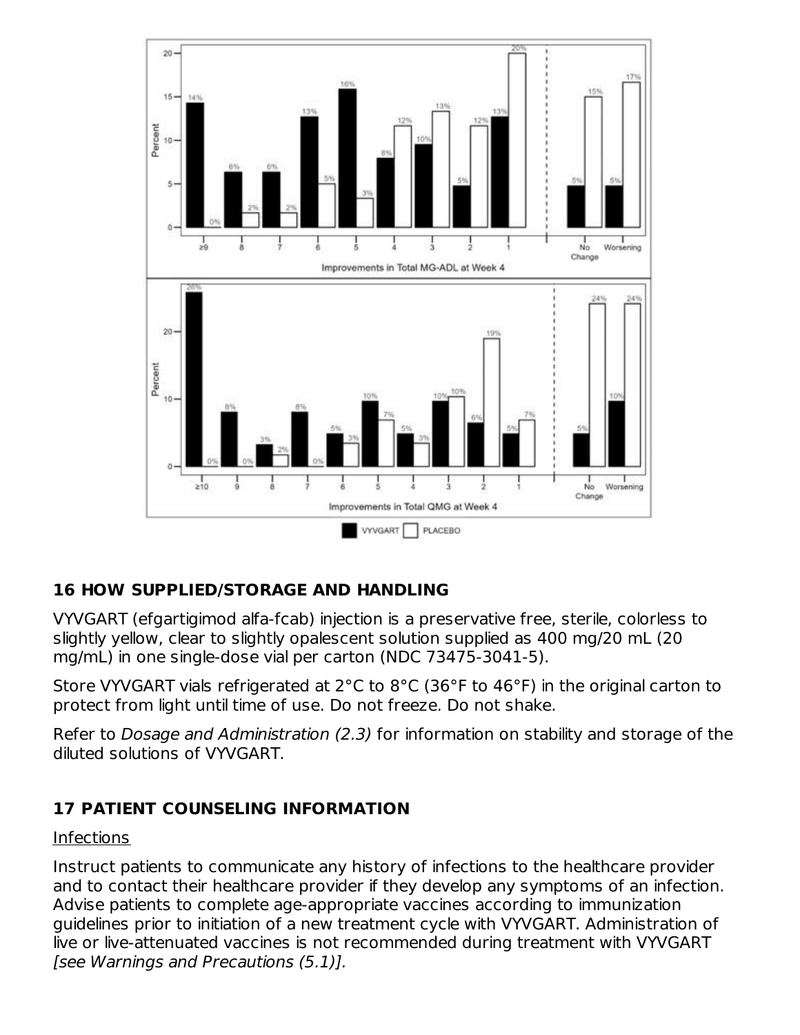## 16 HOW SUPPLIED/STORAGE AND HANDLING

VYVGART (efgartigimod alfa-fcab) injection is a preservative free, sterile, colorless to slightly yellow, clear to slightly opalescent solution supplied as 400 mg/20 mL (20 mg/mL) in one single-dose vial per carton (NDC 73475-3041-5).

Store VYVGART vials refrigerated at 2°C to 8°C (36°F to 46°F) in the original carton to protect from light until time of use. Do not freeze. Do not shake.

Refer to *Dosage and Administration (2.3)* for information on stability and storage of the diluted solutions of VYVGART.

## 17 PATIENT COUNSELING INFORMATION

Infections

Instruct patients to communicate any history of infections to the healthcare provider and to contact their healthcare provider if they develop any symptoms of an infection. Advise patients to complete age-appropriate vaccines according to immunization guidelines prior to initiation of a new treatment cycle with VYVGART. Administration of live or live-attenuated vaccines is not recommended during treatment with VYVGART *[see Warnings and Precautions (5.1)].*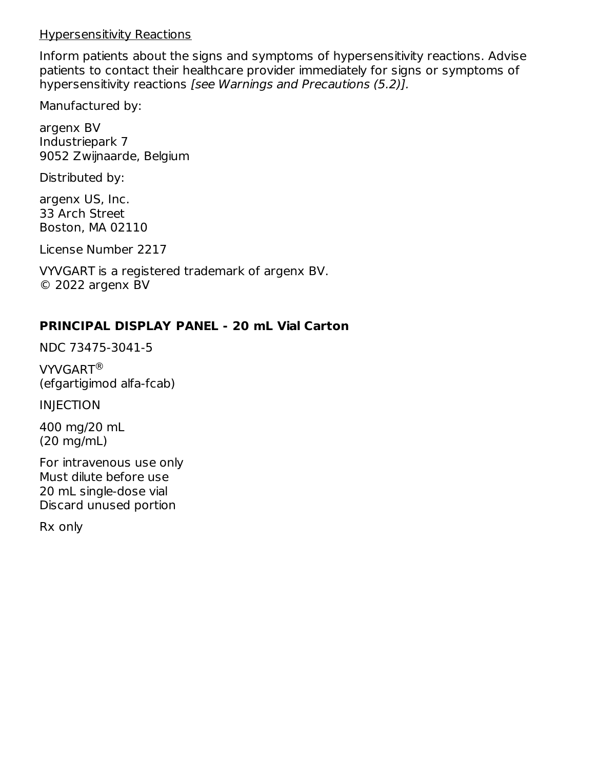Hypersensitivity Reactions

Inform patients about the signs and symptoms of hypersensitivity reactions. Advise patients to contact their healthcare provider immediately for signs or symptoms of hypersensitivity reactions *[see Warnings and Precautions (5.2)]*.

Manufactured by:

argenx BV
Industriepark 7
9052 Zwijnaarde, Belgium

Distributed by:

argenx US, Inc.
33 Arch Street
Boston, MA 02110

License Number 2217

VYVGART is a registered trademark of argenx BV.
© 2022 argenx BV

## PRINCIPAL DISPLAY PANEL - 20 mL Vial Carton

NDC 73475-3041-5

VYVGART®
(efgartigimod alfa-fcab)

INJECTION

400 mg/20 mL
(20 mg/mL)

For intravenous use only
Must dilute before use
20 mL single-dose vial
Discard unused portion

Rx only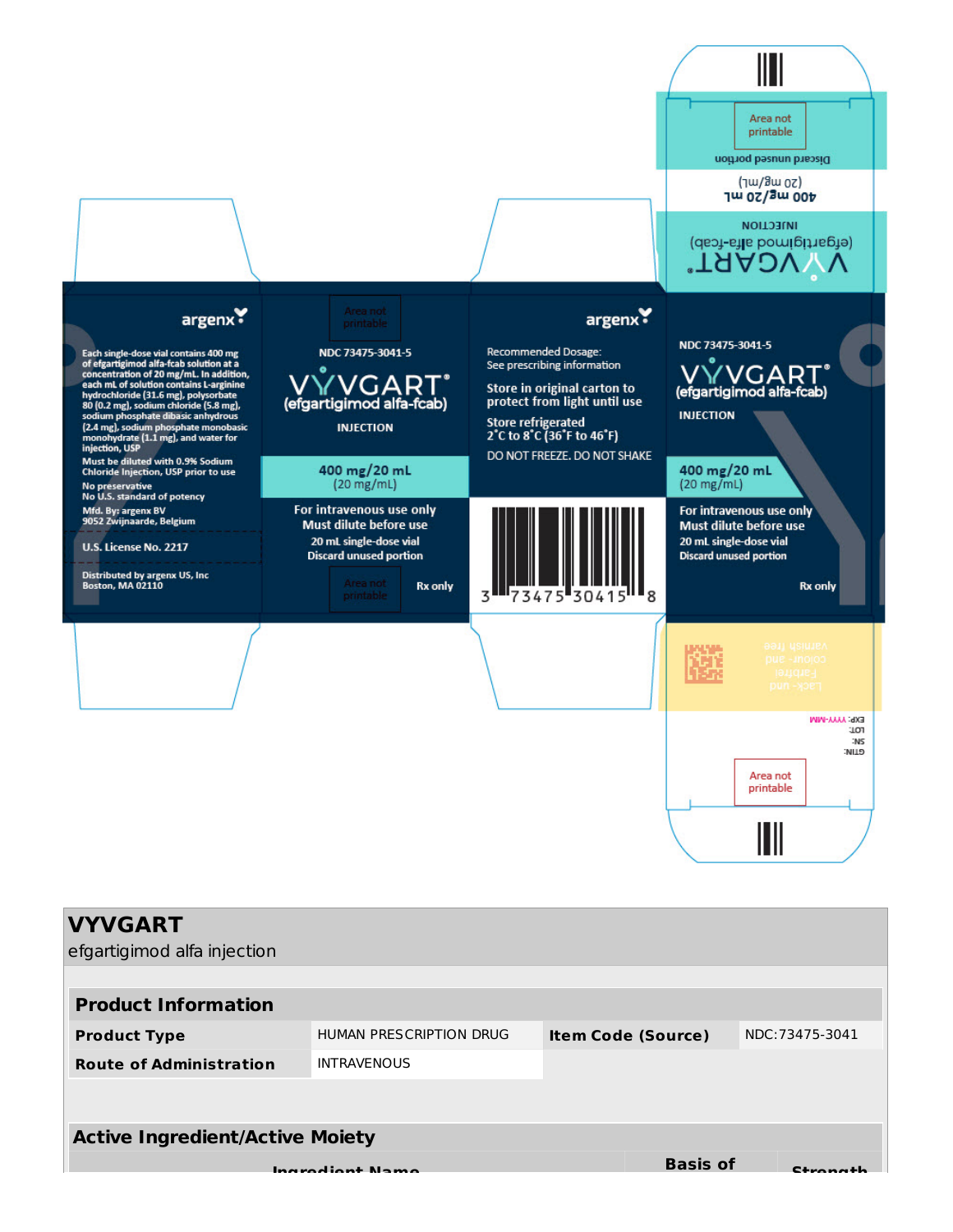argenx

Each single-dose vial contains 400 mg of efgartigimod alfa-fcab solution at a concentration of 20 mg/mL. In addition, each mL of solution contains L-arginine hydrochloride (31.6 mg), polysorbate 80 (0.2 mg), sodium chloride (5.8 mg), sodium phosphate dibasic anhydrous (2.4 mg), sodium phosphate monobasic monohydrate (1.1 mg), and water for injection, USP

Must be diluted with 0.9% Sodium Chloride Injection, USP prior to use

No preservative
No U.S. standard of potency

Mfd. By: argenx BV
9052 Zwijnaarde, Belgium

U.S. License No. 2217

Distributed by argenx US, Inc
Boston, MA 02110

Area not printable

NDC 73475-3041-5

VYVGART®
(efgartigimod alfa-fcab)

INJECTION

400 mg/20 mL
(20 mg/mL)

For intravenous use only
Must dilute before use
20 mL single-dose vial
Discard unused portion

Rx only

argenx

Recommended Dosage:
See prescribing information

Store in original carton to protect from light until use

Store refrigerated
2°C to 8°C (36°F to 46°F)

DO NOT FREEZE. DO NOT SHAKE

3 73475 30415 8

NDC 73475-3041-5

VYVGART®
(efgartigimod alfa-fcab)

INJECTION

400 mg/20 mL
(20 mg/mL)

For intravenous use only
Must dilute before use
20 mL single-dose vial
Discard unused portion

Rx only

VYVGART®
(efgartigimod alfa-fcab)
INJECTION

400 mg/20 mL
(20 mg/mL)

Discard unused portion

Area not printable

GTIN:
SN:
LOT:
EXP: YYYY-MM

Area not printable

# VYVGART

efgartigimod alfa injection

| Product Information | | | |
|---|---|---|---|
| **Product Type** | HUMAN PRESCRIPTION DRUG | **Item Code (Source)** | NDC:73475-3041 |
| **Route of Administration** | INTRAVENOUS | | |

| Active Ingredient/Active Moiety | | |
|---|---|---|
| **Ingredient Name** | **Basis of** | **Strength** |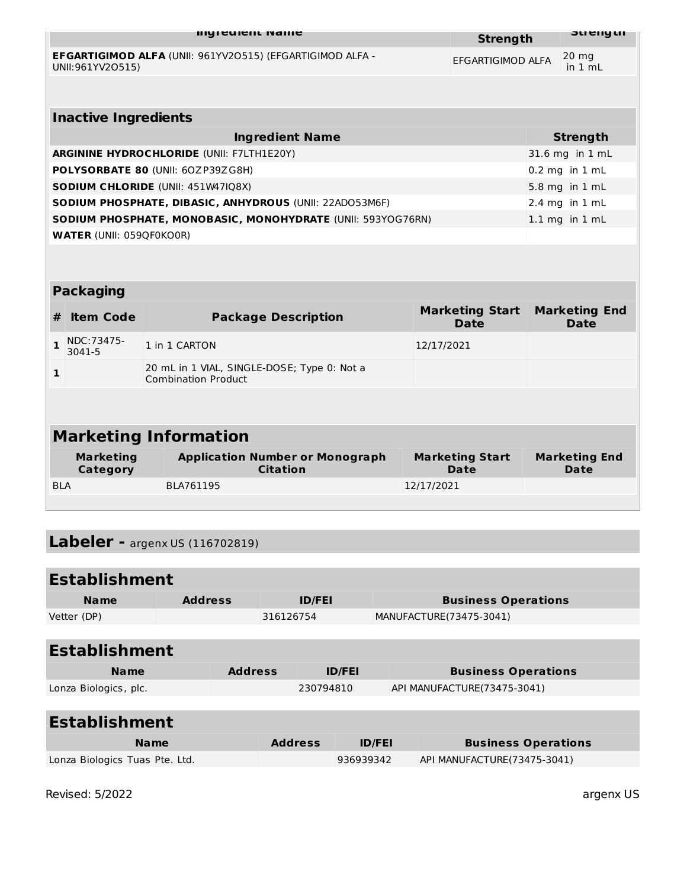| Ingredient Name | Basis of Strength | Strength |
|---|---|---|
| **EFGARTIGIMOD ALFA** (UNII: 961YV2O515) (EFGARTIGIMOD ALFA - UNII:961YV2O515) | EFGARTIGIMOD ALFA | 20 mg in 1 mL |

| Inactive Ingredients | |
|---|---|
| **Ingredient Name** | **Strength** |
| **ARGININE HYDROCHLORIDE** (UNII: F7LTH1E20Y) | 31.6 mg in 1 mL |
| **POLYSORBATE 80** (UNII: 6OZP39ZG8H) | 0.2 mg in 1 mL |
| **SODIUM CHLORIDE** (UNII: 451W47IQ8X) | 5.8 mg in 1 mL |
| **SODIUM PHOSPHATE, DIBASIC, ANHYDROUS** (UNII: 22ADO53M6F) | 2.4 mg in 1 mL |
| **SODIUM PHOSPHATE, MONOBASIC, MONOHYDRATE** (UNII: 593YOG76RN) | 1.1 mg in 1 mL |
| **WATER** (UNII: 059QF0KO0R) | |

| Packaging | | | | |
|---|---|---|---|---|
| **#** | **Item Code** | **Package Description** | **Marketing Start Date** | **Marketing End Date** |
| 1 | NDC:73475-3041-5 | 1 in 1 CARTON | 12/17/2021 | |
| 1 | | 20 mL in 1 VIAL, SINGLE-DOSE; Type 0: Not a Combination Product | | |

| Marketing Information | | | |
|---|---|---|---|
| **Marketing Category** | **Application Number or Monograph Citation** | **Marketing Start Date** | **Marketing End Date** |
| BLA | BLA761195 | 12/17/2021 | |

## Labeler - argenx US (116702819)

| Establishment | | | |
|---|---|---|---|
| **Name** | **Address** | **ID/FEI** | **Business Operations** |
| Vetter (DP) | | 316126754 | MANUFACTURE(73475-3041) |

| Establishment | | | |
|---|---|---|---|
| **Name** | **Address** | **ID/FEI** | **Business Operations** |
| Lonza Biologics, plc. | | 230794810 | API MANUFACTURE(73475-3041) |

| Establishment | | | |
|---|---|---|---|
| **Name** | **Address** | **ID/FEI** | **Business Operations** |
| Lonza Biologics Tuas Pte. Ltd. | | 936939342 | API MANUFACTURE(73475-3041) |

Revised: 5/2022

argenx US